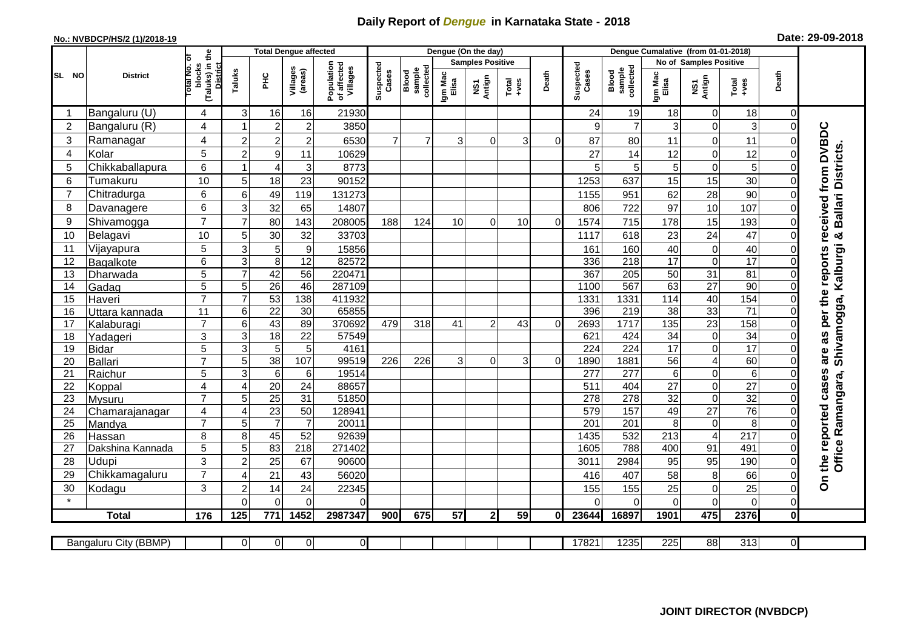# Daily Report of *Dengue* in Karnataka State - 2018

**No.: NVBDCP/HS/2 (1)/2018-19**

**Date: 29-09-2018**

| SL NO | District | Total No. of blocks (Taluks) in the District | Total Dengue affected | | | | Dengue (On the day) | | | | | | | Dengue Cumalative (from 01-01-2018) | | | | | | | |
|---|---|---|---|---|---|---|---|---|---|---|---|---|---|---|---|---|---|---|---|---|
| | | | Taluks | PHC | Villages (areas) | Population of affected Villages | Suspected Cases | Blood sample collected | Samples Positive | | | Death | Suspected Cases | Blood sample collected | No of Samples Positive | | | Death | |
| | | | | | | | | | Igm Mac Elisa | NS1 Antign | Total +ves | | | | Igm Mac Elisa | NS1 Antign | Total +ves | | |
| 1 | Bangaluru (U) | 4 | 3 | 16 | 16 | 21930 | | | | | | | 24 | 19 | 18 | 0 | 18 | 0 | On the reported cases are as per the reports received from DVBDC Office Ramangara, Shivamogga, Kalburgi & Ballari Districts. |
| 2 | Bangaluru (R) | 4 | 1 | 2 | 2 | 3850 | | | | | | | 9 | 7 | 3 | 0 | 3 | 0 | |
| 3 | Ramanagar | 4 | 2 | 2 | 2 | 6530 | 7 | 7 | 3 | 0 | 3 | 0 | 87 | 80 | 11 | 0 | 11 | 0 | |
| 4 | Kolar | 5 | 2 | 9 | 11 | 10629 | | | | | | | 27 | 14 | 12 | 0 | 12 | 0 | |
| 5 | Chikkaballapura | 6 | 1 | 4 | 3 | 8773 | | | | | | | 5 | 5 | 5 | 0 | 5 | 0 | |
| 6 | Tumakuru | 10 | 5 | 18 | 23 | 90152 | | | | | | | 1253 | 637 | 15 | 15 | 30 | 0 | |
| 7 | Chitradurga | 6 | 6 | 49 | 119 | 131273 | | | | | | | 1155 | 951 | 62 | 28 | 90 | 0 | |
| 8 | Davanagere | 6 | 3 | 32 | 65 | 14807 | | | | | | | 806 | 722 | 97 | 10 | 107 | 0 | |
| 9 | Shivamogga | 7 | 7 | 80 | 143 | 208005 | 188 | 124 | 10 | 0 | 10 | 0 | 1574 | 715 | 178 | 15 | 193 | 0 | |
| 10 | Belagavi | 10 | 5 | 30 | 32 | 33703 | | | | | | | 1117 | 618 | 23 | 24 | 47 | 0 | |
| 11 | Vijayapura | 5 | 3 | 5 | 9 | 15856 | | | | | | | 161 | 160 | 40 | 0 | 40 | 0 | |
| 12 | Bagalkote | 6 | 3 | 8 | 12 | 82572 | | | | | | | 336 | 218 | 17 | 0 | 17 | 0 | |
| 13 | Dharwada | 5 | 7 | 42 | 56 | 220471 | | | | | | | 367 | 205 | 50 | 31 | 81 | 0 | |
| 14 | Gadag | 5 | 5 | 26 | 46 | 287109 | | | | | | | 1100 | 567 | 63 | 27 | 90 | 0 | |
| 15 | Haveri | 7 | 7 | 53 | 138 | 411932 | | | | | | | 1331 | 1331 | 114 | 40 | 154 | 0 | |
| 16 | Uttara kannada | 11 | 6 | 22 | 30 | 65855 | | | | | | | 396 | 219 | 38 | 33 | 71 | 0 | |
| 17 | Kalaburagi | 7 | 6 | 43 | 89 | 370692 | 479 | 318 | 41 | 2 | 43 | 0 | 2693 | 1717 | 135 | 23 | 158 | 0 | |
| 18 | Yadageri | 3 | 3 | 18 | 22 | 57549 | | | | | | | 621 | 424 | 34 | 0 | 34 | 0 | |
| 19 | Bidar | 5 | 3 | 5 | 5 | 4161 | | | | | | | 224 | 224 | 17 | 0 | 17 | 0 | |
| 20 | Ballari | 7 | 5 | 38 | 107 | 99519 | 226 | 226 | 3 | 0 | 3 | 0 | 1890 | 1881 | 56 | 4 | 60 | 0 | |
| 21 | Raichur | 5 | 3 | 6 | 6 | 19514 | | | | | | | 277 | 277 | 6 | 0 | 6 | 0 | |
| 22 | Koppal | 4 | 4 | 20 | 24 | 88657 | | | | | | | 511 | 404 | 27 | 0 | 27 | 0 | |
| 23 | Mysuru | 7 | 5 | 25 | 31 | 51850 | | | | | | | 278 | 278 | 32 | 0 | 32 | 0 | |
| 24 | Chamarajanagar | 4 | 4 | 23 | 50 | 128941 | | | | | | | 579 | 157 | 49 | 27 | 76 | 0 | |
| 25 | Mandya | 7 | 5 | 7 | 7 | 20011 | | | | | | | 201 | 201 | 8 | 0 | 8 | 0 | |
| 26 | Hassan | 8 | 8 | 45 | 52 | 92639 | | | | | | | 1435 | 532 | 213 | 4 | 217 | 0 | |
| 27 | Dakshina Kannada | 5 | 5 | 83 | 218 | 271402 | | | | | | | 1605 | 788 | 400 | 91 | 491 | 0 | |
| 28 | Udupi | 3 | 2 | 25 | 67 | 90600 | | | | | | | 3011 | 2984 | 95 | 95 | 190 | 0 | |
| 29 | Chikkamagaluru | 7 | 4 | 21 | 43 | 56020 | | | | | | | 416 | 407 | 58 | 8 | 66 | 0 | |
| 30 | Kodagu | 3 | 2 | 14 | 24 | 22345 | | | | | | | 155 | 155 | 25 | 0 | 25 | 0 | |
| * | | | 0 | 0 | 0 | 0 | | | | | | | 0 | 0 | 0 | 0 | 0 | 0 | |
| **Total** | | **176** | **125** | **771** | **1452** | **2987347** | **900** | **675** | **57** | **2** | **59** | **0** | **23644** | **16897** | **1901** | **475** | **2376** | **0** | |

| Bangaluru City (BBMP) | | 0 | 0 | 0 | 0 | | | | | | | 17821 | 1235 | 225 | 88 | 313 | 0 |
|---|---|---|---|---|---|---|---|---|---|---|---|---|---|---|---|---|---|

**JOINT DIRECTOR (NVBDCP)**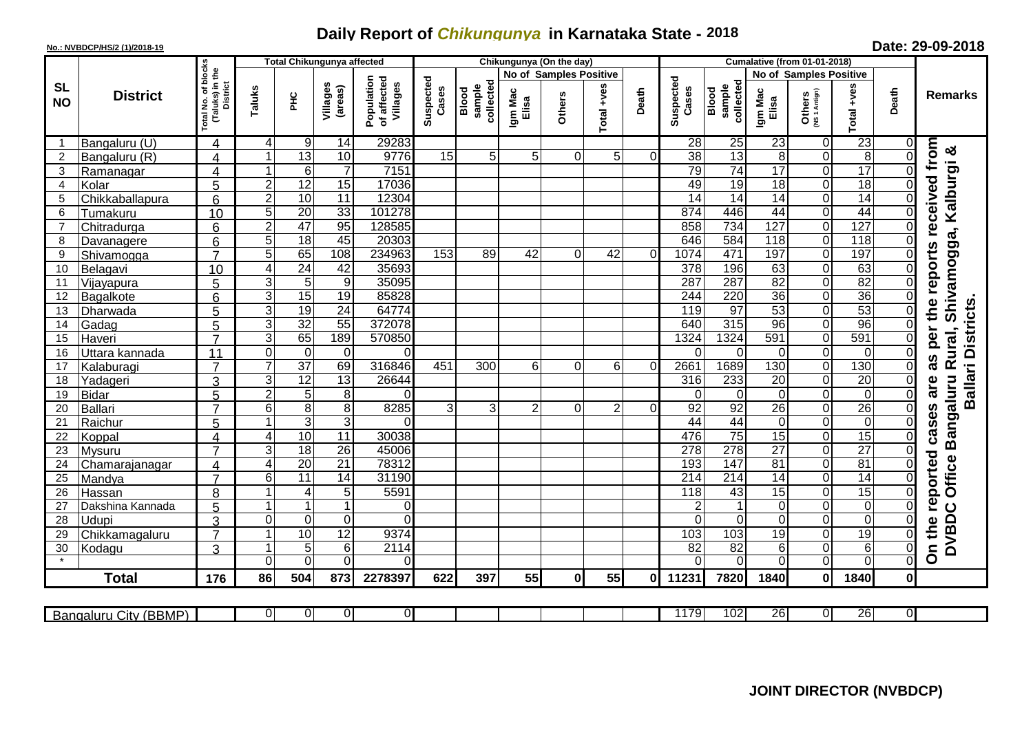# Daily Report of *Chikungunya* in Karnataka State - 2018

**No.: NVBDCP/HS/2 (1)/2018-19**

**Date: 29-09-2018**

| SL NO | District | Total No. of blocks (Taluks) in the District | Total Chikungunya affected | | | | Chikungunya (On the day) | | | | | | | Cumalative (from 01-01-2018) | | | | | | | Remarks |
|---|---|---|---|---|---|---|---|---|---|---|---|---|---|---|---|---|---|---|---|---|---|
| | | | Taluks | PHC | Villages (areas) | Population of affected Villages | Suspected Cases | Blood sample collected | No of Samples Positive | | | Death | Suspected Cases | Blood sample collected | No of Samples Positive | | | Death | |
| | | | | | | | | | Igm Mac Elisa | Others | Total +ves | | | | Igm Mac Elisa | Others (NS 1 Antign) | Total +ves | | |
| 1 | Bangaluru (U) | 4 | 4 | 9 | 14 | 29283 | | | | | | | 28 | 25 | 23 | 0 | 23 | 0 | On the reported cases are as per the reports received from DVBDC Office Bangaluru Rural, Shivamogga, Kalburgi & Ballari Districts. |
| 2 | Bangaluru (R) | 4 | 1 | 13 | 10 | 9776 | 15 | 5 | 5 | 0 | 5 | 0 | 38 | 13 | 8 | 0 | 8 | 0 | |
| 3 | Ramanagar | 4 | 1 | 6 | 7 | 7151 | | | | | | | 79 | 74 | 17 | 0 | 17 | 0 | |
| 4 | Kolar | 5 | 2 | 12 | 15 | 17036 | | | | | | | 49 | 19 | 18 | 0 | 18 | 0 | |
| 5 | Chikkaballapura | 6 | 2 | 10 | 11 | 12304 | | | | | | | 14 | 14 | 14 | 0 | 14 | 0 | |
| 6 | Tumakuru | 10 | 5 | 20 | 33 | 101278 | | | | | | | 874 | 446 | 44 | 0 | 44 | 0 | |
| 7 | Chitradurga | 6 | 2 | 47 | 95 | 128585 | | | | | | | 858 | 734 | 127 | 0 | 127 | 0 | |
| 8 | Davanagere | 6 | 5 | 18 | 45 | 20303 | | | | | | | 646 | 584 | 118 | 0 | 118 | 0 | |
| 9 | Shivamogga | 7 | 5 | 65 | 108 | 234963 | 153 | 89 | 42 | 0 | 42 | 0 | 1074 | 471 | 197 | 0 | 197 | 0 | |
| 10 | Belagavi | 10 | 4 | 24 | 42 | 35693 | | | | | | | 378 | 196 | 63 | 0 | 63 | 0 | |
| 11 | Vijayapura | 5 | 3 | 5 | 9 | 35095 | | | | | | | 287 | 287 | 82 | 0 | 82 | 0 | |
| 12 | Bagalkote | 6 | 3 | 15 | 19 | 85828 | | | | | | | 244 | 220 | 36 | 0 | 36 | 0 | |
| 13 | Dharwada | 5 | 3 | 19 | 24 | 64774 | | | | | | | 119 | 97 | 53 | 0 | 53 | 0 | |
| 14 | Gadag | 5 | 3 | 32 | 55 | 372078 | | | | | | | 640 | 315 | 96 | 0 | 96 | 0 | |
| 15 | Haveri | 7 | 3 | 65 | 189 | 570850 | | | | | | | 1324 | 1324 | 591 | 0 | 591 | 0 | |
| 16 | Uttara kannada | 11 | 0 | 0 | 0 | 0 | | | | | | | 0 | 0 | 0 | 0 | 0 | 0 | |
| 17 | Kalaburagi | 7 | 7 | 37 | 69 | 316846 | 451 | 300 | 6 | 0 | 6 | 0 | 2661 | 1689 | 130 | 0 | 130 | 0 | |
| 18 | Yadageri | 3 | 3 | 12 | 13 | 26644 | | | | | | | 316 | 233 | 20 | 0 | 20 | 0 | |
| 19 | Bidar | 5 | 2 | 5 | 8 | 0 | | | | | | | 0 | 0 | 0 | 0 | 0 | 0 | |
| 20 | Ballari | 7 | 6 | 8 | 8 | 8285 | 3 | 3 | 2 | 0 | 2 | 0 | 92 | 92 | 26 | 0 | 26 | 0 | |
| 21 | Raichur | 5 | 1 | 3 | 3 | 0 | | | | | | | 44 | 44 | 0 | 0 | 0 | 0 | |
| 22 | Koppal | 4 | 4 | 10 | 11 | 30038 | | | | | | | 476 | 75 | 15 | 0 | 15 | 0 | |
| 23 | Mysuru | 7 | 3 | 18 | 26 | 45006 | | | | | | | 278 | 278 | 27 | 0 | 27 | 0 | |
| 24 | Chamarajanagar | 4 | 4 | 20 | 21 | 78312 | | | | | | | 193 | 147 | 81 | 0 | 81 | 0 | |
| 25 | Mandya | 7 | 6 | 11 | 14 | 31190 | | | | | | | 214 | 214 | 14 | 0 | 14 | 0 | |
| 26 | Hassan | 8 | 1 | 4 | 5 | 5591 | | | | | | | 118 | 43 | 15 | 0 | 15 | 0 | |
| 27 | Dakshina Kannada | 5 | 1 | 1 | 1 | 0 | | | | | | | 2 | 1 | 0 | 0 | 0 | 0 | |
| 28 | Udupi | 3 | 0 | 0 | 0 | 0 | | | | | | | 0 | 0 | 0 | 0 | 0 | 0 | |
| 29 | Chikkamagaluru | 7 | 1 | 10 | 12 | 9374 | | | | | | | 103 | 103 | 19 | 0 | 19 | 0 | |
| 30 | Kodagu | 3 | 1 | 5 | 6 | 2114 | | | | | | | 82 | 82 | 6 | 0 | 6 | 0 | |
| * | | | 0 | 0 | 0 | 0 | | | | | | | 0 | 0 | 0 | 0 | 0 | 0 | |
| **Total** | | **176** | **86** | **504** | **873** | **2278397** | **622** | **397** | **55** | **0** | **55** | **0** | **11231** | **7820** | **1840** | **0** | **1840** | **0** | |

| | | | | | | | | | | | | | | | | | | |
|---|---|---|---|---|---|---|---|---|---|---|---|---|---|---|---|---|---|---|
| Bangaluru City (BBMP) | | 0 | 0 | 0 | 0 | | | | | | | 1179 | 102 | 26 | 0 | 26 | 0 | |

**JOINT DIRECTOR (NVBDCP)**